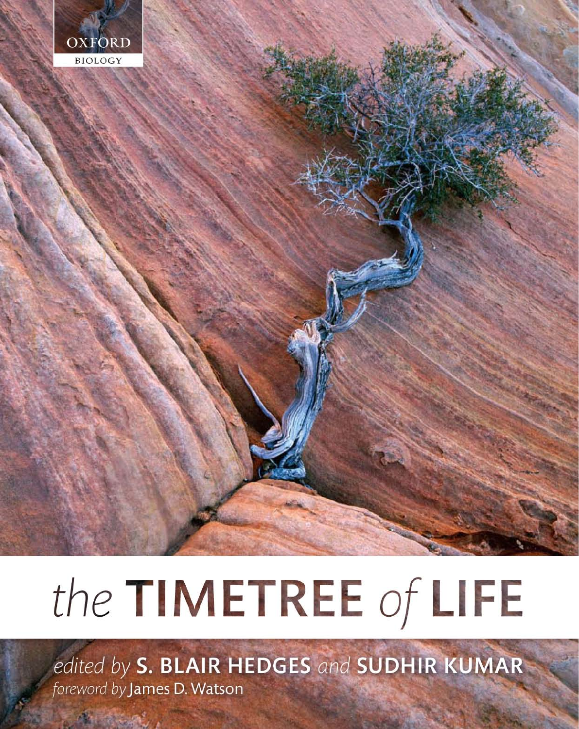OXFORD

BIOLOGY

# the TIMETREE of LIFE

*edited by* **S. BLAIR HEDGES** *and* **SUDHIR KUMAR**

*foreword by* James D. Watson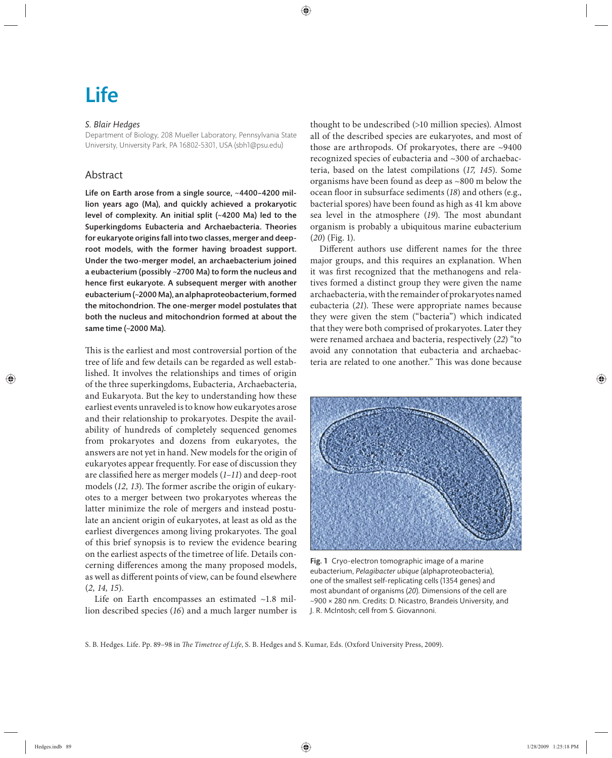# Life

*S. Blair Hedges*

Department of Biology, 208 Mueller Laboratory, Pennsylvania State University, University Park, PA 16802-5301, USA (sbh1@psu.edu)

## Abstract

**Life on Earth arose from a single source, ~4400–4200 million years ago (Ma), and quickly achieved a prokaryotic level of complexity. An initial split (~4200 Ma) led to the Superkingdoms Eubacteria and Archaebacteria. Theories for eukaryote origins fall into two classes, merger and deep-root models, with the former having broadest support. Under the two-merger model, an archaebacterium joined a eubacterium (possibly ~2700 Ma) to form the nucleus and hence first eukaryote. A subsequent merger with another eubacterium (~2000 Ma), an alphaproteobacterium, formed the mitochondrion. The one-merger model postulates that both the nucleus and mitochondrion formed at about the same time (~2000 Ma).**

This is the earliest and most controversial portion of the tree of life and few details can be regarded as well established. It involves the relationships and times of origin of the three superkingdoms, Eubacteria, Archaebacteria, and Eukaryota. But the key to understanding how these earliest events unraveled is to know how eukaryotes arose and their relationship to prokaryotes. Despite the availability of hundreds of completely sequenced genomes from prokaryotes and dozens from eukaryotes, the answers are not yet in hand. New models for the origin of eukaryotes appear frequently. For ease of discussion they are classified here as merger models (*1–11*) and deep-root models (*12, 13*). The former ascribe the origin of eukaryotes to a merger between two prokaryotes whereas the latter minimize the role of mergers and instead postulate an ancient origin of eukaryotes, at least as old as the earliest divergences among living prokaryotes. The goal of this brief synopsis is to review the evidence bearing on the earliest aspects of the timetree of life. Details concerning differences among the many proposed models, as well as different points of view, can be found elsewhere (*2, 14, 15*).

Life on Earth encompasses an estimated ~1.8 million described species (*16*) and a much larger number is thought to be undescribed (>10 million species). Almost all of the described species are eukaryotes, and most of those are arthropods. Of prokaryotes, there are ~9400 recognized species of eubacteria and ~300 of archaebacteria, based on the latest compilations (*17, 145*). Some organisms have been found as deep as ~800 m below the ocean floor in subsurface sediments (*18*) and others (e.g., bacterial spores) have been found as high as 41 km above sea level in the atmosphere (*19*). The most abundant organism is probably a ubiquitous marine eubacterium (*20*) (Fig. 1).

Different authors use different names for the three major groups, and this requires an explanation. When it was first recognized that the methanogens and relatives formed a distinct group they were given the name archaebacteria, with the remainder of prokaryotes named eubacteria (*21*). These were appropriate names because they were given the stem ("bacteria") which indicated that they were both comprised of prokaryotes. Later they were renamed archaea and bacteria, respectively (*22*) "to avoid any connotation that eubacteria and archaebacteria are related to one another." This was done because

**Fig. 1** Cryo-electron tomographic image of a marine eubacterium, *Pelagibacter ubique* (alphaproteobacteria), one of the smallest self-replicating cells (1354 genes) and most abundant of organisms (*20*). Dimensions of the cell are ~900 × 280 nm. Credits: D. Nicastro, Brandeis University, and J. R. McIntosh; cell from S. Giovannoni.

S. B. Hedges. Life. Pp. 89–98 in *The Timetree of Life*, S. B. Hedges and S. Kumar, Eds. (Oxford University Press, 2009).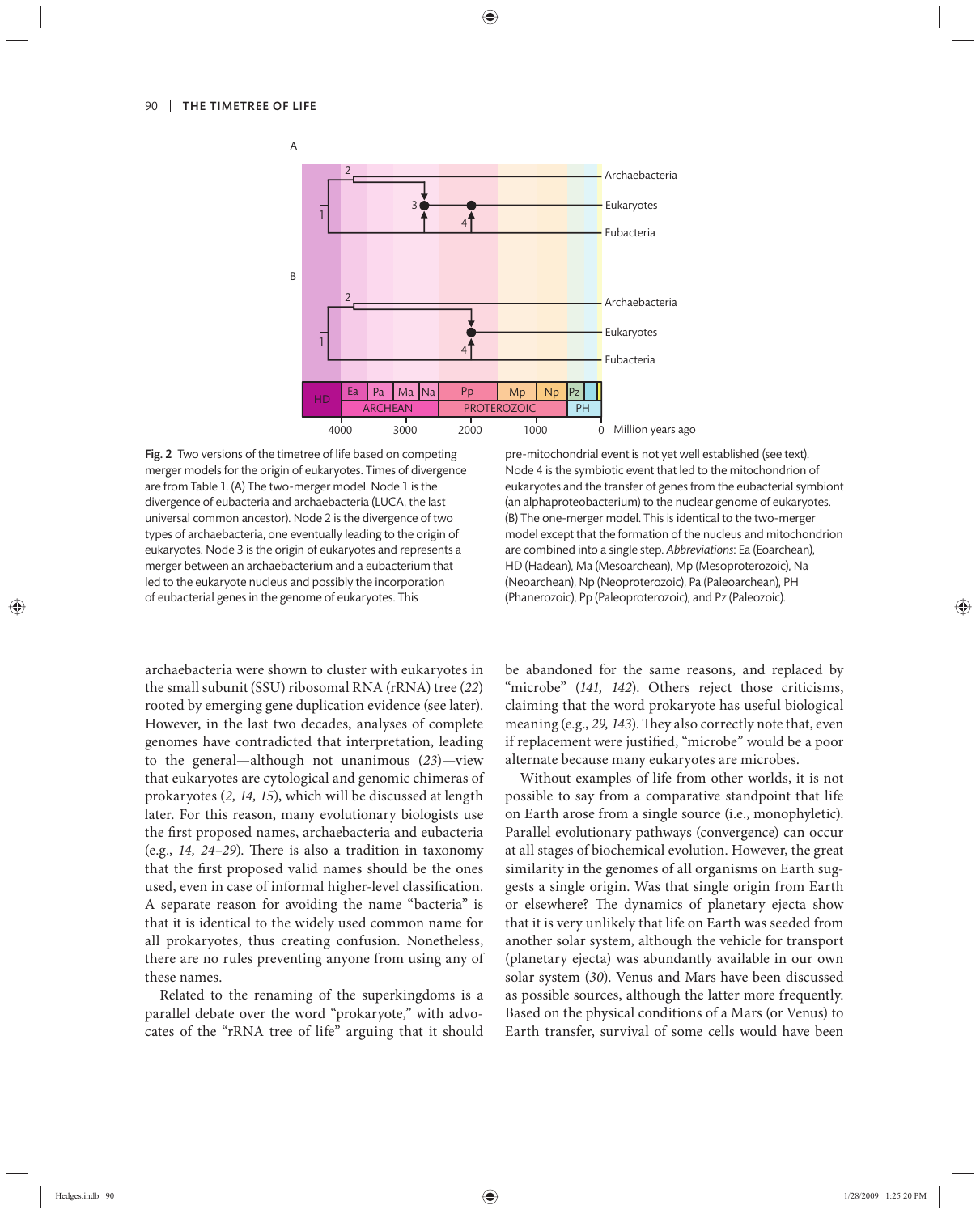**Fig. 2** Two versions of the timetree of life based on competing merger models for the origin of eukaryotes. Times of divergence are from Table 1. (A) The two-merger model. Node 1 is the divergence of eubacteria and archaebacteria (LUCA, the last universal common ancestor). Node 2 is the divergence of two types of archaebacteria, one eventually leading to the origin of eukaryotes. Node 3 is the origin of eukaryotes and represents a merger between an archaebacterium and a eubacterium that led to the eukaryote nucleus and possibly the incorporation of eubacterial genes in the genome of eukaryotes. This pre-mitochondrial event is not yet well established (see text). Node 4 is the symbiotic event that led to the mitochondrion of eukaryotes and the transfer of genes from the eubacterial symbiont (an alphaproteobacterium) to the nuclear genome of eukaryotes. (B) The one-merger model. This is identical to the two-merger model except that the formation of the nucleus and mitochondrion are combined into a single step. *Abbreviations*: Ea (Eoarchean), HD (Hadean), Ma (Mesoarchean), Mp (Mesoproterozoic), Na (Neoarchean), Np (Neoproterozoic), Pa (Paleoarchean), PH (Phanerozoic), Pp (Paleoproterozoic), and Pz (Paleozoic).

archaebacteria were shown to cluster with eukaryotes in the small subunit (SSU) ribosomal RNA (rRNA) tree (*22*) rooted by emerging gene duplication evidence (see later). However, in the last two decades, analyses of complete genomes have contradicted that interpretation, leading to the general—although not unanimous (*23*)—view that eukaryotes are cytological and genomic chimeras of prokaryotes (*2, 14, 15*), which will be discussed at length later. For this reason, many evolutionary biologists use the first proposed names, archaebacteria and eubacteria (e.g., *14, 24–29*). There is also a tradition in taxonomy that the first proposed valid names should be the ones used, even in case of informal higher-level classification. A separate reason for avoiding the name "bacteria" is that it is identical to the widely used common name for all prokaryotes, thus creating confusion. Nonetheless, there are no rules preventing anyone from using any of these names.

Related to the renaming of the superkingdoms is a parallel debate over the word "prokaryote," with advocates of the "rRNA tree of life" arguing that it should be abandoned for the same reasons, and replaced by "microbe" (*141, 142*). Others reject those criticisms, claiming that the word prokaryote has useful biological meaning (e.g., *29, 143*). They also correctly note that, even if replacement were justified, "microbe" would be a poor alternate because many eukaryotes are microbes.

Without examples of life from other worlds, it is not possible to say from a comparative standpoint that life on Earth arose from a single source (i.e., monophyletic). Parallel evolutionary pathways (convergence) can occur at all stages of biochemical evolution. However, the great similarity in the genomes of all organisms on Earth suggests a single origin. Was that single origin from Earth or elsewhere? The dynamics of planetary ejecta show that it is very unlikely that life on Earth was seeded from another solar system, although the vehicle for transport (planetary ejecta) was abundantly available in our own solar system (*30*). Venus and Mars have been discussed as possible sources, although the latter more frequently. Based on the physical conditions of a Mars (or Venus) to Earth transfer, survival of some cells would have been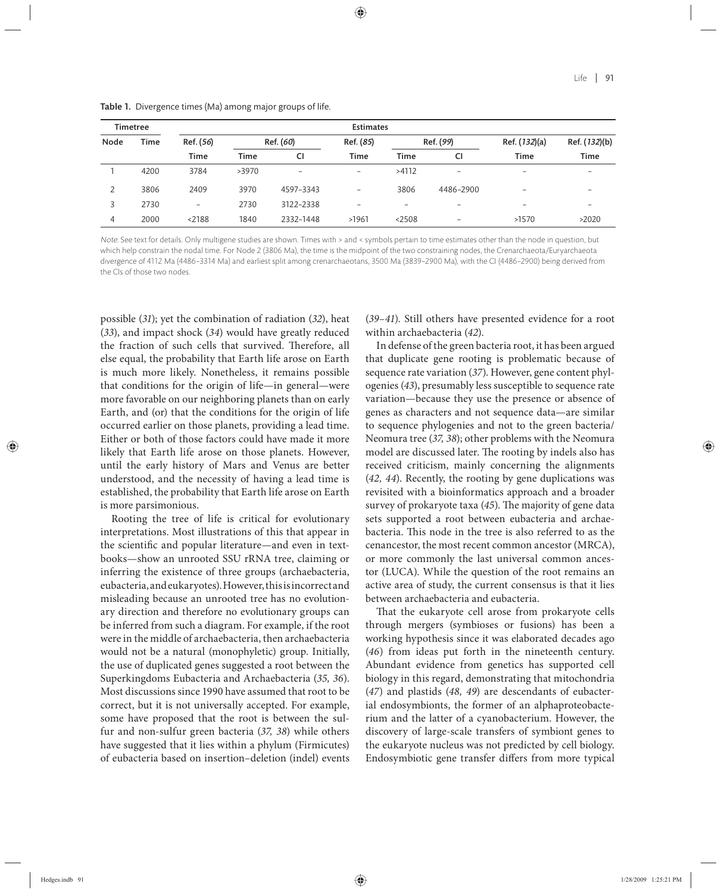**Table 1.** Divergence times (Ma) among major groups of life.

| Timetree | | Estimates | | | | | | | |
|---|---|---|---|---|---|---|---|---|---|
| Node | Time | Ref. (*56*) | Ref. (*60*) | | Ref. (*85*) | Ref. (*99*) | | Ref. (*132*)(a) | Ref. (*132*)(b) |
| | | Time | Time | CI | Time | Time | CI | Time | Time |
| 1 | 4200 | 3784 | >3970 | – | – | >4112 | – | – | – |
| 2 | 3806 | 2409 | 3970 | 4597–3343 | – | 3806 | 4486–2900 | – | – |
| 3 | 2730 | – | 2730 | 3122–2338 | – | – | – | – | – |
| 4 | 2000 | <2188 | 1840 | 2332–1448 | >1961 | <2508 | – | >1570 | >2020 |

*Note*: See text for details. Only multigene studies are shown. Times with > and < symbols pertain to time estimates other than the node in question, but which help constrain the nodal time. For Node 2 (3806 Ma), the time is the midpoint of the two constraining nodes, the Crenarchaeota/Euryarchaeota divergence of 4112 Ma (4486–3314 Ma) and earliest split among crenarchaeotans, 3500 Ma (3839–2900 Ma), with the CI (4486–2900) being derived from the CIs of those two nodes.

possible (*31*); yet the combination of radiation (*32*), heat (*33*), and impact shock (*34*) would have greatly reduced the fraction of such cells that survived. Therefore, all else equal, the probability that Earth life arose on Earth is much more likely. Nonetheless, it remains possible that conditions for the origin of life—in general—were more favorable on our neighboring planets than on early Earth, and (or) that the conditions for the origin of life occurred earlier on those planets, providing a lead time. Either or both of those factors could have made it more likely that Earth life arose on those planets. However, until the early history of Mars and Venus are better understood, and the necessity of having a lead time is established, the probability that Earth life arose on Earth is more parsimonious.

Rooting the tree of life is critical for evolutionary interpretations. Most illustrations of this that appear in the scientific and popular literature—and even in textbooks—show an unrooted SSU rRNA tree, claiming or inferring the existence of three groups (archaebacteria, eubacteria, and eukaryotes). However, this is incorrect and misleading because an unrooted tree has no evolutionary direction and therefore no evolutionary groups can be inferred from such a diagram. For example, if the root were in the middle of archaebacteria, then archaebacteria would not be a natural (monophyletic) group. Initially, the use of duplicated genes suggested a root between the Superkingdoms Eubacteria and Archaebacteria (*35, 36*). Most discussions since 1990 have assumed that root to be correct, but it is not universally accepted. For example, some have proposed that the root is between the sulfur and non-sulfur green bacteria (*37, 38*) while others have suggested that it lies within a phylum (Firmicutes) of eubacteria based on insertion–deletion (indel) events (*39–41*). Still others have presented evidence for a root within archaebacteria (*42*).

In defense of the green bacteria root, it has been argued that duplicate gene rooting is problematic because of sequence rate variation (*37*). However, gene content phylogenies (*43*), presumably less susceptible to sequence rate variation—because they use the presence or absence of genes as characters and not sequence data—are similar to sequence phylogenies and not to the green bacteria/Neomura tree (*37, 38*); other problems with the Neomura model are discussed later. The rooting by indels also has received criticism, mainly concerning the alignments (*42, 44*). Recently, the rooting by gene duplications was revisited with a bioinformatics approach and a broader survey of prokaryote taxa (*45*). The majority of gene data sets supported a root between eubacteria and archaebacteria. This node in the tree is also referred to as the cenancestor, the most recent common ancestor (MRCA), or more commonly the last universal common ancestor (LUCA). While the question of the root remains an active area of study, the current consensus is that it lies between archaebacteria and eubacteria.

That the eukaryote cell arose from prokaryote cells through mergers (symbioses or fusions) has been a working hypothesis since it was elaborated decades ago (*46*) from ideas put forth in the nineteenth century. Abundant evidence from genetics has supported cell biology in this regard, demonstrating that mitochondria (*47*) and plastids (*48, 49*) are descendants of eubacterial endosymbionts, the former of an alphaproteobacterium and the latter of a cyanobacterium. However, the discovery of large-scale transfers of symbiont genes to the eukaryote nucleus was not predicted by cell biology. Endosymbiotic gene transfer differs from more typical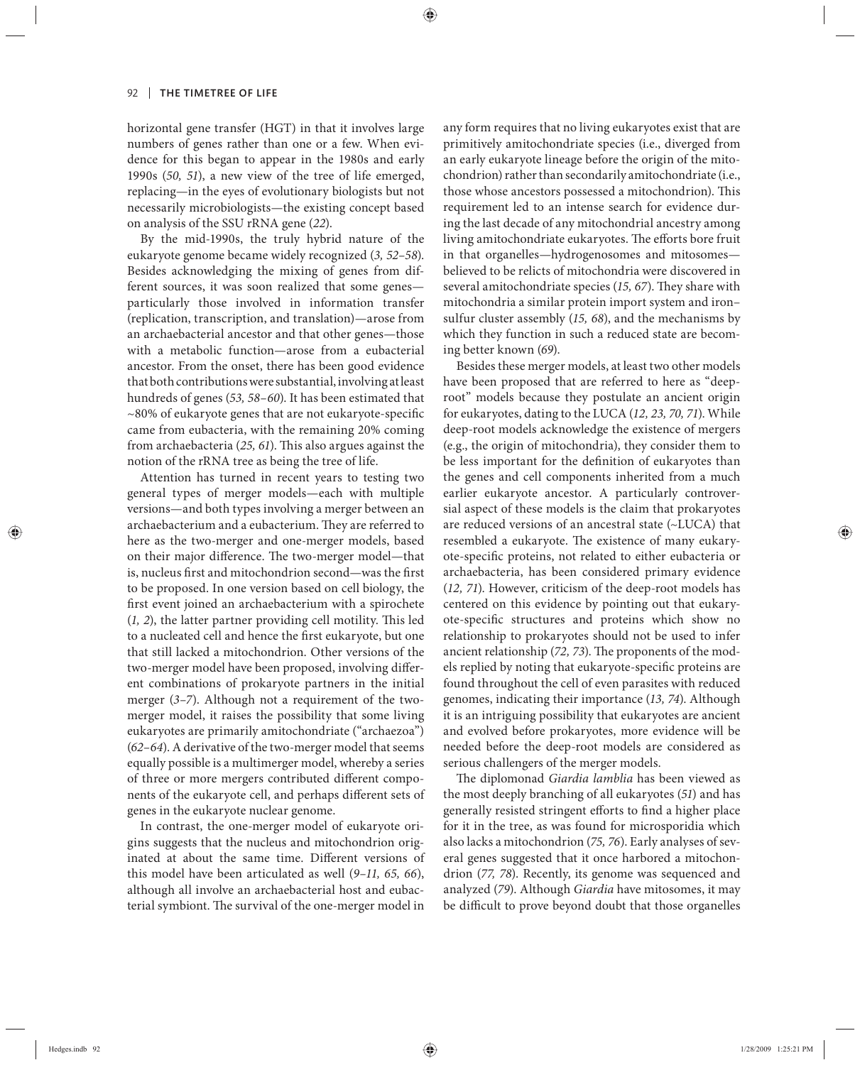horizontal gene transfer (HGT) in that it involves large numbers of genes rather than one or a few. When evidence for this began to appear in the 1980s and early 1990s (*50, 51*), a new view of the tree of life emerged, replacing—in the eyes of evolutionary biologists but not necessarily microbiologists—the existing concept based on analysis of the SSU rRNA gene (*22*).

By the mid-1990s, the truly hybrid nature of the eukaryote genome became widely recognized (*3, 52–58*). Besides acknowledging the mixing of genes from different sources, it was soon realized that some genes—particularly those involved in information transfer (replication, transcription, and translation)—arose from an archaebacterial ancestor and that other genes—those with a metabolic function—arose from a eubacterial ancestor. From the onset, there has been good evidence that both contributions were substantial, involving at least hundreds of genes (*53, 58–60*). It has been estimated that ~80% of eukaryote genes that are not eukaryote-specific came from eubacteria, with the remaining 20% coming from archaebacteria (*25, 61*). This also argues against the notion of the rRNA tree as being the tree of life.

Attention has turned in recent years to testing two general types of merger models—each with multiple versions—and both types involving a merger between an archaebacterium and a eubacterium. They are referred to here as the two-merger and one-merger models, based on their major difference. The two-merger model—that is, nucleus first and mitochondrion second—was the first to be proposed. In one version based on cell biology, the first event joined an archaebacterium with a spirochete (*1, 2*), the latter partner providing cell motility. This led to a nucleated cell and hence the first eukaryote, but one that still lacked a mitochondrion. Other versions of the two-merger model have been proposed, involving different combinations of prokaryote partners in the initial merger (*3–7*). Although not a requirement of the two-merger model, it raises the possibility that some living eukaryotes are primarily amitochondriate ("archaezoa") (*62–64*). A derivative of the two-merger model that seems equally possible is a multimerger model, whereby a series of three or more mergers contributed different components of the eukaryote cell, and perhaps different sets of genes in the eukaryote nuclear genome.

In contrast, the one-merger model of eukaryote origins suggests that the nucleus and mitochondrion originated at about the same time. Different versions of this model have been articulated as well (*9–11, 65, 66*), although all involve an archaebacterial host and eubacterial symbiont. The survival of the one-merger model in any form requires that no living eukaryotes exist that are primitively amitochondriate species (i.e., diverged from an early eukaryote lineage before the origin of the mitochondrion) rather than secondarily amitochondriate (i.e., those whose ancestors possessed a mitochondrion). This requirement led to an intense search for evidence during the last decade of any mitochondrial ancestry among living amitochondriate eukaryotes. The efforts bore fruit in that organelles—hydrogenosomes and mitosomes—believed to be relicts of mitochondria were discovered in several amitochondriate species (*15, 67*). They share with mitochondria a similar protein import system and iron–sulfur cluster assembly (*15, 68*), and the mechanisms by which they function in such a reduced state are becoming better known (*69*).

Besides these merger models, at least two other models have been proposed that are referred to here as "deep-root" models because they postulate an ancient origin for eukaryotes, dating to the LUCA (*12, 23, 70, 71*). While deep-root models acknowledge the existence of mergers (e.g., the origin of mitochondria), they consider them to be less important for the definition of eukaryotes than the genes and cell components inherited from a much earlier eukaryote ancestor. A particularly controversial aspect of these models is the claim that prokaryotes are reduced versions of an ancestral state (~LUCA) that resembled a eukaryote. The existence of many eukaryote-specific proteins, not related to either eubacteria or archaebacteria, has been considered primary evidence (*12, 71*). However, criticism of the deep-root models has centered on this evidence by pointing out that eukaryote-specific structures and proteins which show no relationship to prokaryotes should not be used to infer ancient relationship (*72, 73*). The proponents of the models replied by noting that eukaryote-specific proteins are found throughout the cell of even parasites with reduced genomes, indicating their importance (*13, 74*). Although it is an intriguing possibility that eukaryotes are ancient and evolved before prokaryotes, more evidence will be needed before the deep-root models are considered as serious challengers of the merger models.

The diplomonad *Giardia lamblia* has been viewed as the most deeply branching of all eukaryotes (*51*) and has generally resisted stringent efforts to find a higher place for it in the tree, as was found for microsporidia which also lacks a mitochondrion (*75, 76*). Early analyses of several genes suggested that it once harbored a mitochondrion (*77, 78*). Recently, its genome was sequenced and analyzed (*79*). Although *Giardia* have mitosomes, it may be difficult to prove beyond doubt that those organelles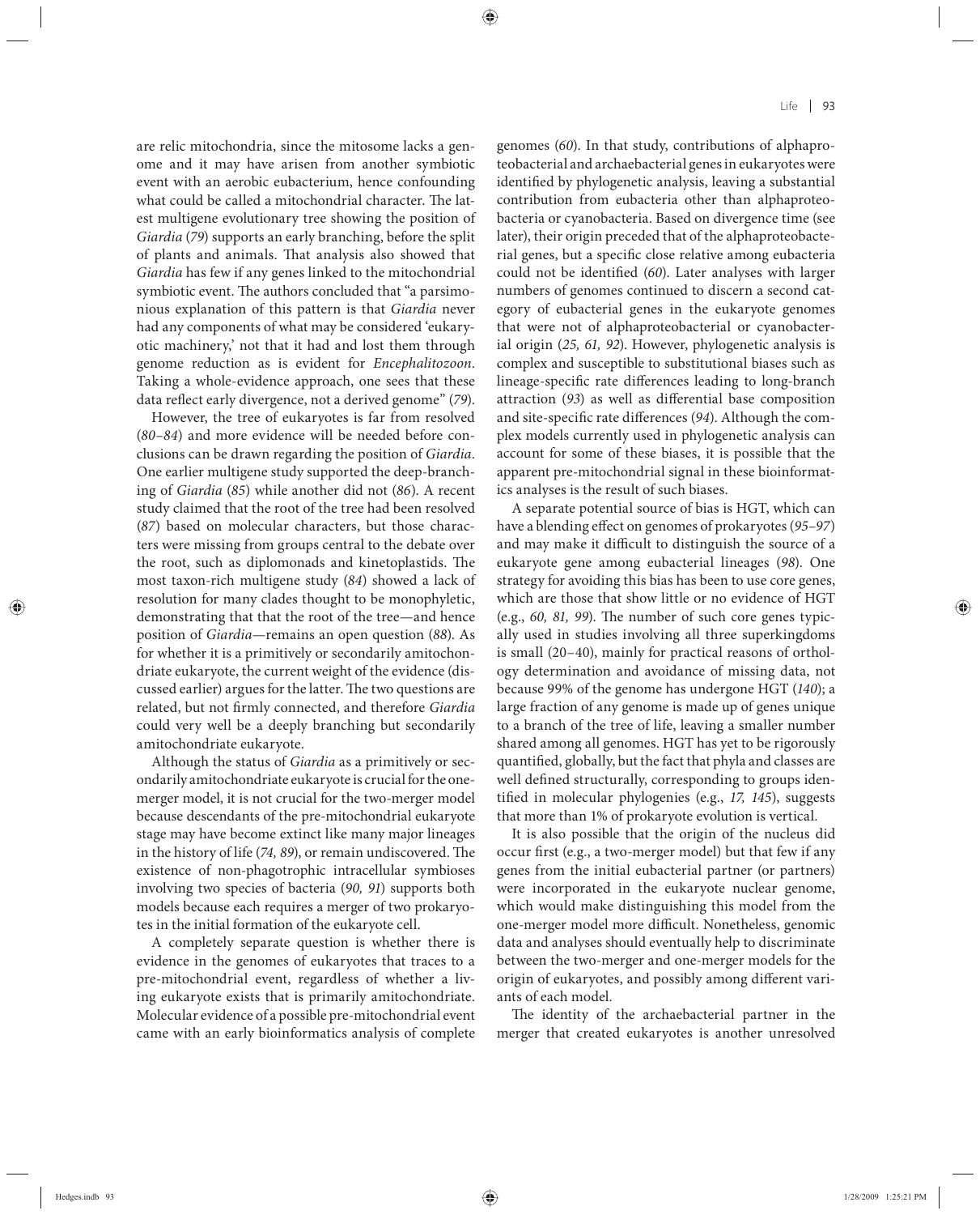are relic mitochondria, since the mitosome lacks a genome and it may have arisen from another symbiotic event with an aerobic eubacterium, hence confounding what could be called a mitochondrial character. The latest multigene evolutionary tree showing the position of *Giardia* (*79*) supports an early branching, before the split of plants and animals. That analysis also showed that *Giardia* has few if any genes linked to the mitochondrial symbiotic event. The authors concluded that "a parsimonious explanation of this pattern is that *Giardia* never had any components of what may be considered 'eukaryotic machinery,' not that it had and lost them through genome reduction as is evident for *Encephalitozoon*. Taking a whole-evidence approach, one sees that these data reflect early divergence, not a derived genome" (*79*).

However, the tree of eukaryotes is far from resolved (*80–84*) and more evidence will be needed before conclusions can be drawn regarding the position of *Giardia*. One earlier multigene study supported the deep-branching of *Giardia* (*85*) while another did not (*86*). A recent study claimed that the root of the tree had been resolved (*87*) based on molecular characters, but those characters were missing from groups central to the debate over the root, such as diplomonads and kinetoplastids. The most taxon-rich multigene study (*84*) showed a lack of resolution for many clades thought to be monophyletic, demonstrating that that the root of the tree—and hence position of *Giardia*—remains an open question (*88*). As for whether it is a primitively or secondarily amitochondriate eukaryote, the current weight of the evidence (discussed earlier) argues for the latter. The two questions are related, but not firmly connected, and therefore *Giardia* could very well be a deeply branching but secondarily amitochondriate eukaryote.

Although the status of *Giardia* as a primitively or secondarily amitochondriate eukaryote is crucial for the one-merger model, it is not crucial for the two-merger model because descendants of the pre-mitochondrial eukaryote stage may have become extinct like many major lineages in the history of life (*74, 89*), or remain undiscovered. The existence of non-phagotrophic intracellular symbioses involving two species of bacteria (*90, 91*) supports both models because each requires a merger of two prokaryotes in the initial formation of the eukaryote cell.

A completely separate question is whether there is evidence in the genomes of eukaryotes that traces to a pre-mitochondrial event, regardless of whether a living eukaryote exists that is primarily amitochondriate. Molecular evidence of a possible pre-mitochondrial event came with an early bioinformatics analysis of complete genomes (*60*). In that study, contributions of alphaproteobacterial and archaebacterial genes in eukaryotes were identified by phylogenetic analysis, leaving a substantial contribution from eubacteria other than alphaproteobacteria or cyanobacteria. Based on divergence time (see later), their origin preceded that of the alphaproteobacterial genes, but a specific close relative among eubacteria could not be identified (*60*). Later analyses with larger numbers of genomes continued to discern a second category of eubacterial genes in the eukaryote genomes that were not of alphaproteobacterial or cyanobacterial origin (*25, 61, 92*). However, phylogenetic analysis is complex and susceptible to substitutional biases such as lineage-specific rate differences leading to long-branch attraction (*93*) as well as differential base composition and site-specific rate differences (*94*). Although the complex models currently used in phylogenetic analysis can account for some of these biases, it is possible that the apparent pre-mitochondrial signal in these bioinformatics analyses is the result of such biases.

A separate potential source of bias is HGT, which can have a blending effect on genomes of prokaryotes (*95–97*) and may make it difficult to distinguish the source of a eukaryote gene among eubacterial lineages (*98*). One strategy for avoiding this bias has been to use core genes, which are those that show little or no evidence of HGT (e.g., *60, 81, 99*). The number of such core genes typically used in studies involving all three superkingdoms is small (20–40), mainly for practical reasons of orthology determination and avoidance of missing data, not because 99% of the genome has undergone HGT (*140*); a large fraction of any genome is made up of genes unique to a branch of the tree of life, leaving a smaller number shared among all genomes. HGT has yet to be rigorously quantified, globally, but the fact that phyla and classes are well defined structurally, corresponding to groups identified in molecular phylogenies (e.g., *17, 145*), suggests that more than 1% of prokaryote evolution is vertical.

It is also possible that the origin of the nucleus did occur first (e.g., a two-merger model) but that few if any genes from the initial eubacterial partner (or partners) were incorporated in the eukaryote nuclear genome, which would make distinguishing this model from the one-merger model more difficult. Nonetheless, genomic data and analyses should eventually help to discriminate between the two-merger and one-merger models for the origin of eukaryotes, and possibly among different variants of each model.

The identity of the archaebacterial partner in the merger that created eukaryotes is another unresolved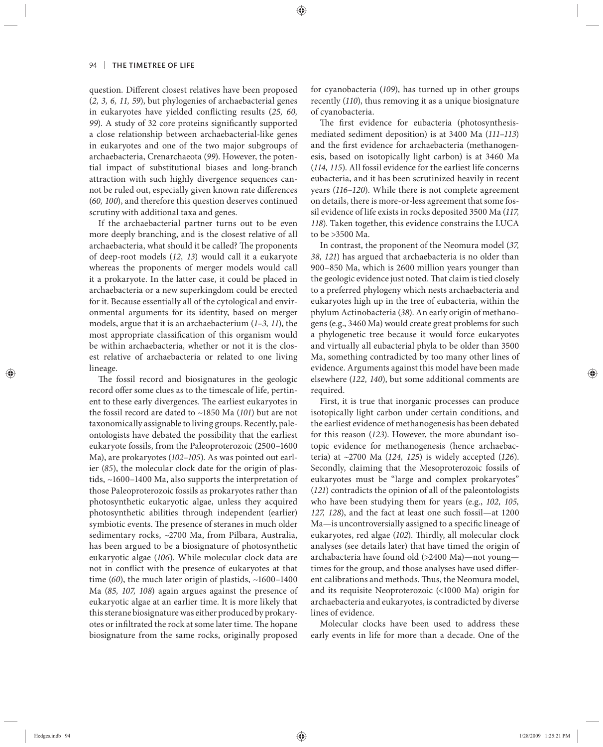question. Different closest relatives have been proposed (*2, 3, 6, 11, 59*), but phylogenies of archaebacterial genes in eukaryotes have yielded conflicting results (*25, 60, 99*). A study of 32 core proteins significantly supported a close relationship between archaebacterial-like genes in eukaryotes and one of the two major subgroups of archaebacteria, Crenarchaeota (*99*). However, the potential impact of substitutional biases and long-branch attraction with such highly divergence sequences cannot be ruled out, especially given known rate differences (*60, 100*), and therefore this question deserves continued scrutiny with additional taxa and genes.

If the archaebacterial partner turns out to be even more deeply branching, and is the closest relative of all archaebacteria, what should it be called? The proponents of deep-root models (*12, 13*) would call it a eukaryote whereas the proponents of merger models would call it a prokaryote. In the latter case, it could be placed in archaebacteria or a new superkingdom could be erected for it. Because essentially all of the cytological and environmental arguments for its identity, based on merger models, argue that it is an archaebacterium (*1–3, 11*), the most appropriate classification of this organism would be within archaebacteria, whether or not it is the closest relative of archaebacteria or related to one living lineage.

The fossil record and biosignatures in the geologic record offer some clues as to the timescale of life, pertinent to these early divergences. The earliest eukaryotes in the fossil record are dated to ~1850 Ma (*101*) but are not taxonomically assignable to living groups. Recently, paleontologists have debated the possibility that the earliest eukaryote fossils, from the Paleoproterozoic (2500–1600 Ma), are prokaryotes (*102–105*). As was pointed out earlier (*85*), the molecular clock date for the origin of plastids, ~1600–1400 Ma, also supports the interpretation of those Paleoproterozoic fossils as prokaryotes rather than photosynthetic eukaryotic algae, unless they acquired photosynthetic abilities through independent (earlier) symbiotic events. The presence of steranes in much older sedimentary rocks, ~2700 Ma, from Pilbara, Australia, has been argued to be a biosignature of photosynthetic eukaryotic algae (*106*). While molecular clock data are not in conflict with the presence of eukaryotes at that time (*60*), the much later origin of plastids, ~1600–1400 Ma (*85, 107, 108*) again argues against the presence of eukaryotic algae at an earlier time. It is more likely that this sterane biosignature was either produced by prokaryotes or infiltrated the rock at some later time. The hopane biosignature from the same rocks, originally proposed for cyanobacteria (*109*), has turned up in other groups recently (*110*), thus removing it as a unique biosignature of cyanobacteria.

The first evidence for eubacteria (photosynthesis-mediated sediment deposition) is at 3400 Ma (*111–113*) and the first evidence for archaebacteria (methanogenesis, based on isotopically light carbon) is at 3460 Ma (*114, 115*). All fossil evidence for the earliest life concerns eubacteria, and it has been scrutinized heavily in recent years (*116–120*). While there is not complete agreement on details, there is more-or-less agreement that some fossil evidence of life exists in rocks deposited 3500 Ma (*117, 118*). Taken together, this evidence constrains the LUCA to be >3500 Ma.

In contrast, the proponent of the Neomura model (*37, 38, 121*) has argued that archaebacteria is no older than 900–850 Ma, which is 2600 million years younger than the geologic evidence just noted. That claim is tied closely to a preferred phylogeny which nests archaebacteria and eukaryotes high up in the tree of eubacteria, within the phylum Actinobacteria (*38*). An early origin of methanogens (e.g., 3460 Ma) would create great problems for such a phylogenetic tree because it would force eukaryotes and virtually all eubacterial phyla to be older than 3500 Ma, something contradicted by too many other lines of evidence. Arguments against this model have been made elsewhere (*122, 140*), but some additional comments are required.

First, it is true that inorganic processes can produce isotopically light carbon under certain conditions, and the earliest evidence of methanogenesis has been debated for this reason (*123*). However, the more abundant isotopic evidence for methanogenesis (hence archaebacteria) at ~2700 Ma (*124, 125*) is widely accepted (*126*). Secondly, claiming that the Mesoproterozoic fossils of eukaryotes must be "large and complex prokaryotes" (*121*) contradicts the opinion of all of the paleontologists who have been studying them for years (e.g., *102, 105, 127, 128*), and the fact at least one such fossil—at 1200 Ma—is uncontroversially assigned to a specific lineage of eukaryotes, red algae (*102*). Thirdly, all molecular clock analyses (see details later) that have timed the origin of archabacteria have found old (>2400 Ma)—not young—times for the group, and those analyses have used different calibrations and methods. Thus, the Neomura model, and its requisite Neoproterozoic (<1000 Ma) origin for archaebacteria and eukaryotes, is contradicted by diverse lines of evidence.

Molecular clocks have been used to address these early events in life for more than a decade. One of the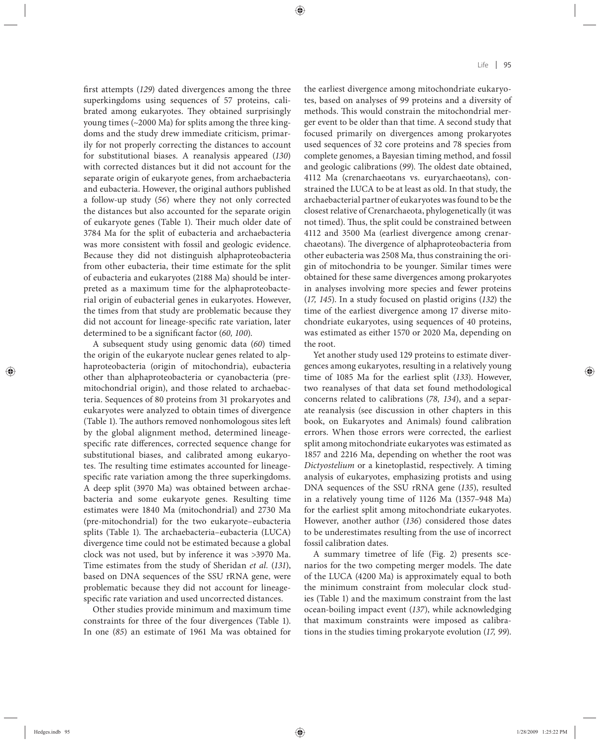first attempts (*129*) dated divergences among the three superkingdoms using sequences of 57 proteins, calibrated among eukaryotes. They obtained surprisingly young times (~2000 Ma) for splits among the three kingdoms and the study drew immediate criticism, primarily for not properly correcting the distances to account for substitutional biases. A reanalysis appeared (*130*) with corrected distances but it did not account for the separate origin of eukaryote genes, from archaebacteria and eubacteria. However, the original authors published a follow-up study (*56*) where they not only corrected the distances but also accounted for the separate origin of eukaryote genes (Table 1). Their much older date of 3784 Ma for the split of eubacteria and archaebacteria was more consistent with fossil and geologic evidence. Because they did not distinguish alphaproteobacteria from other eubacteria, their time estimate for the split of eubacteria and eukaryotes (2188 Ma) should be interpreted as a maximum time for the alphaproteobacterial origin of eubacterial genes in eukaryotes. However, the times from that study are problematic because they did not account for lineage-specific rate variation, later determined to be a significant factor (*60, 100*).

A subsequent study using genomic data (*60*) timed the origin of the eukaryote nuclear genes related to alphaproteobacteria (origin of mitochondria), eubacteria other than alphaproteobacteria or cyanobacteria (pre-mitochondrial origin), and those related to archaebacteria. Sequences of 80 proteins from 31 prokaryotes and eukaryotes were analyzed to obtain times of divergence (Table 1). The authors removed nonhomologous sites left by the global alignment method, determined lineage-specific rate differences, corrected sequence change for substitutional biases, and calibrated among eukaryotes. The resulting time estimates accounted for lineage-specific rate variation among the three superkingdoms. A deep split (3970 Ma) was obtained between archaebacteria and some eukaryote genes. Resulting time estimates were 1840 Ma (mitochondrial) and 2730 Ma (pre-mitochondrial) for the two eukaryote–eubacteria splits (Table 1). The archaebacteria–eubacteria (LUCA) divergence time could not be estimated because a global clock was not used, but by inference it was >3970 Ma. Time estimates from the study of Sheridan *et al.* (*131*), based on DNA sequences of the SSU rRNA gene, were problematic because they did not account for lineage-specific rate variation and used uncorrected distances.

Other studies provide minimum and maximum time constraints for three of the four divergences (Table 1). In one (*85*) an estimate of 1961 Ma was obtained for the earliest divergence among mitochondriate eukaryotes, based on analyses of 99 proteins and a diversity of methods. This would constrain the mitochondrial merger event to be older than that time. A second study that focused primarily on divergences among prokaryotes used sequences of 32 core proteins and 78 species from complete genomes, a Bayesian timing method, and fossil and geologic calibrations (*99*). The oldest date obtained, 4112 Ma (crenarchaeotans vs. euryarchaeotans), constrained the LUCA to be at least as old. In that study, the archaebacterial partner of eukaryotes was found to be the closest relative of Crenarchaeota, phylogenetically (it was not timed). Thus, the split could be constrained between 4112 and 3500 Ma (earliest divergence among crenarchaeotans). The divergence of alphaproteobacteria from other eubacteria was 2508 Ma, thus constraining the origin of mitochondria to be younger. Similar times were obtained for these same divergences among prokaryotes in analyses involving more species and fewer proteins (*17, 145*). In a study focused on plastid origins (*132*) the time of the earliest divergence among 17 diverse mitochondriate eukaryotes, using sequences of 40 proteins, was estimated as either 1570 or 2020 Ma, depending on the root.

Yet another study used 129 proteins to estimate divergences among eukaryotes, resulting in a relatively young time of 1085 Ma for the earliest split (*133*). However, two reanalyses of that data set found methodological concerns related to calibrations (*78, 134*), and a separate reanalysis (see discussion in other chapters in this book, on Eukaryotes and Animals) found calibration errors. When those errors were corrected, the earliest split among mitochondriate eukaryotes was estimated as 1857 and 2216 Ma, depending on whether the root was *Dictyostelium* or a kinetoplastid, respectively. A timing analysis of eukaryotes, emphasizing protists and using DNA sequences of the SSU rRNA gene (*135*), resulted in a relatively young time of 1126 Ma (1357–948 Ma) for the earliest split among mitochondriate eukaryotes. However, another author (*136*) considered those dates to be underestimates resulting from the use of incorrect fossil calibration dates.

A summary timetree of life (Fig. 2) presents scenarios for the two competing merger models. The date of the LUCA (4200 Ma) is approximately equal to both the minimum constraint from molecular clock studies (Table 1) and the maximum constraint from the last ocean-boiling impact event (*137*), while acknowledging that maximum constraints were imposed as calibrations in the studies timing prokaryote evolution (*17, 99*).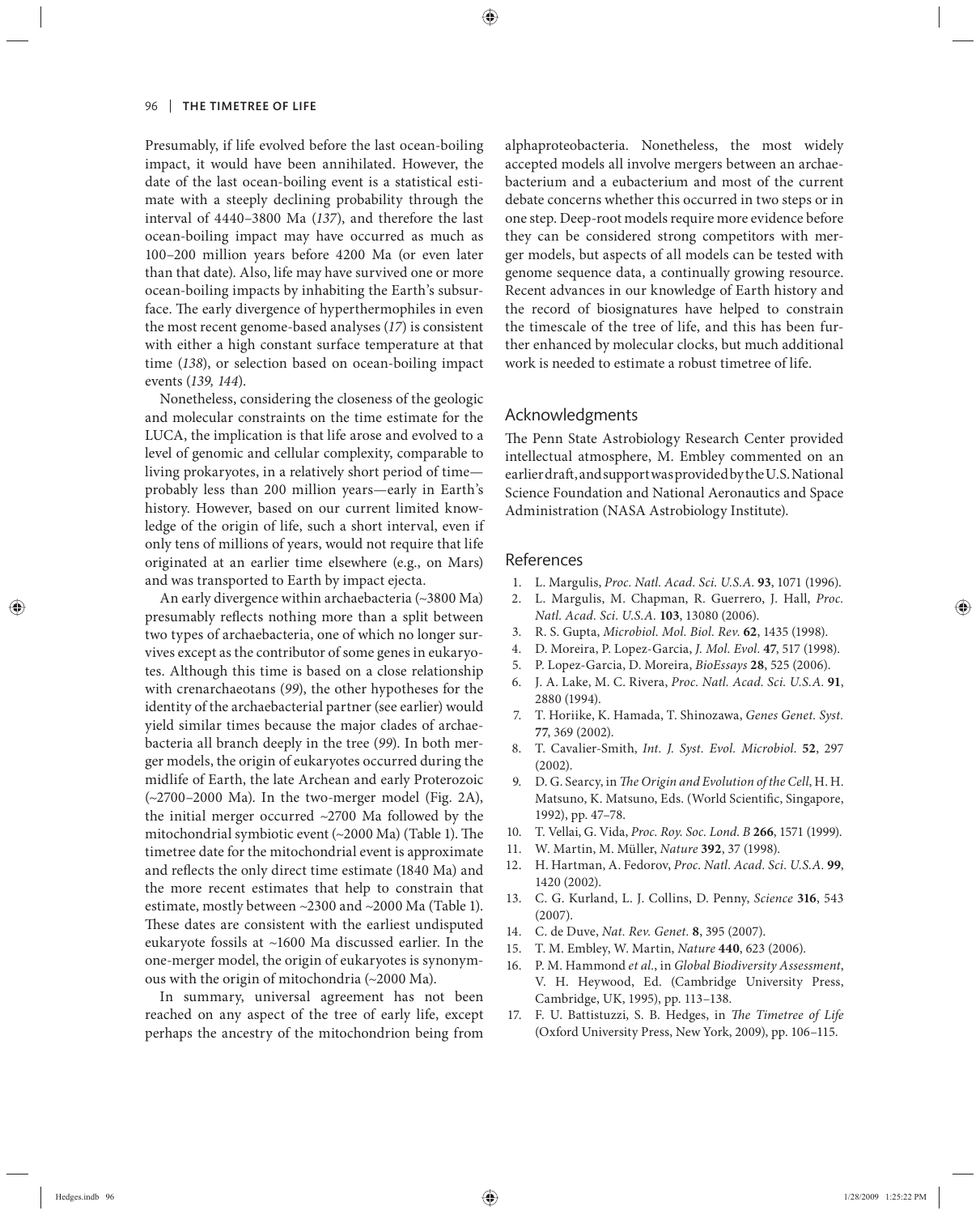Presumably, if life evolved before the last ocean-boiling impact, it would have been annihilated. However, the date of the last ocean-boiling event is a statistical estimate with a steeply declining probability through the interval of 4440–3800 Ma (*137*), and therefore the last ocean-boiling impact may have occurred as much as 100–200 million years before 4200 Ma (or even later than that date). Also, life may have survived one or more ocean-boiling impacts by inhabiting the Earth's subsurface. The early divergence of hyperthermophiles in even the most recent genome-based analyses (*17*) is consistent with either a high constant surface temperature at that time (*138*), or selection based on ocean-boiling impact events (*139, 144*).

Nonetheless, considering the closeness of the geologic and molecular constraints on the time estimate for the LUCA, the implication is that life arose and evolved to a level of genomic and cellular complexity, comparable to living prokaryotes, in a relatively short period of time—probably less than 200 million years—early in Earth's history. However, based on our current limited knowledge of the origin of life, such a short interval, even if only tens of millions of years, would not require that life originated at an earlier time elsewhere (e.g., on Mars) and was transported to Earth by impact ejecta.

An early divergence within archaebacteria (~3800 Ma) presumably reflects nothing more than a split between two types of archaebacteria, one of which no longer survives except as the contributor of some genes in eukaryotes. Although this time is based on a close relationship with crenarchaeotans (*99*), the other hypotheses for the identity of the archaebacterial partner (see earlier) would yield similar times because the major clades of archaebacteria all branch deeply in the tree (*99*). In both merger models, the origin of eukaryotes occurred during the midlife of Earth, the late Archean and early Proterozoic (~2700–2000 Ma). In the two-merger model (Fig. 2A), the initial merger occurred ~2700 Ma followed by the mitochondrial symbiotic event (~2000 Ma) (Table 1). The timetree date for the mitochondrial event is approximate and reflects the only direct time estimate (1840 Ma) and the more recent estimates that help to constrain that estimate, mostly between ~2300 and ~2000 Ma (Table 1). These dates are consistent with the earliest undisputed eukaryote fossils at ~1600 Ma discussed earlier. In the one-merger model, the origin of eukaryotes is synonymous with the origin of mitochondria (~2000 Ma).

In summary, universal agreement has not been reached on any aspect of the tree of early life, except perhaps the ancestry of the mitochondrion being from alphaproteobacteria. Nonetheless, the most widely accepted models all involve mergers between an archaebacterium and a eubacterium and most of the current debate concerns whether this occurred in two steps or in one step. Deep-root models require more evidence before they can be considered strong competitors with merger models, but aspects of all models can be tested with genome sequence data, a continually growing resource. Recent advances in our knowledge of Earth history and the record of biosignatures have helped to constrain the timescale of the tree of life, and this has been further enhanced by molecular clocks, but much additional work is needed to estimate a robust timetree of life.

## Acknowledgments

The Penn State Astrobiology Research Center provided intellectual atmosphere, M. Embley commented on an earlier draft, and support was provided by the U.S. National Science Foundation and National Aeronautics and Space Administration (NASA Astrobiology Institute).

## References

1. L. Margulis, *Proc. Natl. Acad. Sci. U.S.A.* **93**, 1071 (1996).
2. L. Margulis, M. Chapman, R. Guerrero, J. Hall, *Proc. Natl. Acad. Sci. U.S.A.* **103**, 13080 (2006).
3. R. S. Gupta, *Microbiol. Mol. Biol. Rev.* **62**, 1435 (1998).
4. D. Moreira, P. Lopez-Garcia, *J. Mol. Evol.* **47**, 517 (1998).
5. P. Lopez-Garcia, D. Moreira, *BioEssays* **28**, 525 (2006).
6. J. A. Lake, M. C. Rivera, *Proc. Natl. Acad. Sci. U.S.A.* **91**, 2880 (1994).
7. T. Horiike, K. Hamada, T. Shinozawa, *Genes Genet. Syst.* **77**, 369 (2002).
8. T. Cavalier-Smith, *Int. J. Syst. Evol. Microbiol.* **52**, 297 (2002).
9. D. G. Searcy, in *The Origin and Evolution of the Cell*, H. H. Matsuno, K. Matsuno, Eds. (World Scientific, Singapore, 1992), pp. 47–78.
10. T. Vellai, G. Vida, *Proc. Roy. Soc. Lond. B* **266**, 1571 (1999).
11. W. Martin, M. Müller, *Nature* **392**, 37 (1998).
12. H. Hartman, A. Fedorov, *Proc. Natl. Acad. Sci. U.S.A.* **99**, 1420 (2002).
13. C. G. Kurland, L. J. Collins, D. Penny, *Science* **316**, 543 (2007).
14. C. de Duve, *Nat. Rev. Genet.* **8**, 395 (2007).
15. T. M. Embley, W. Martin, *Nature* **440**, 623 (2006).
16. P. M. Hammond *et al.*, in *Global Biodiversity Assessment*, V. H. Heywood, Ed. (Cambridge University Press, Cambridge, UK, 1995), pp. 113–138.
17. F. U. Battistuzzi, S. B. Hedges, in *The Timetree of Life* (Oxford University Press, New York, 2009), pp. 106–115.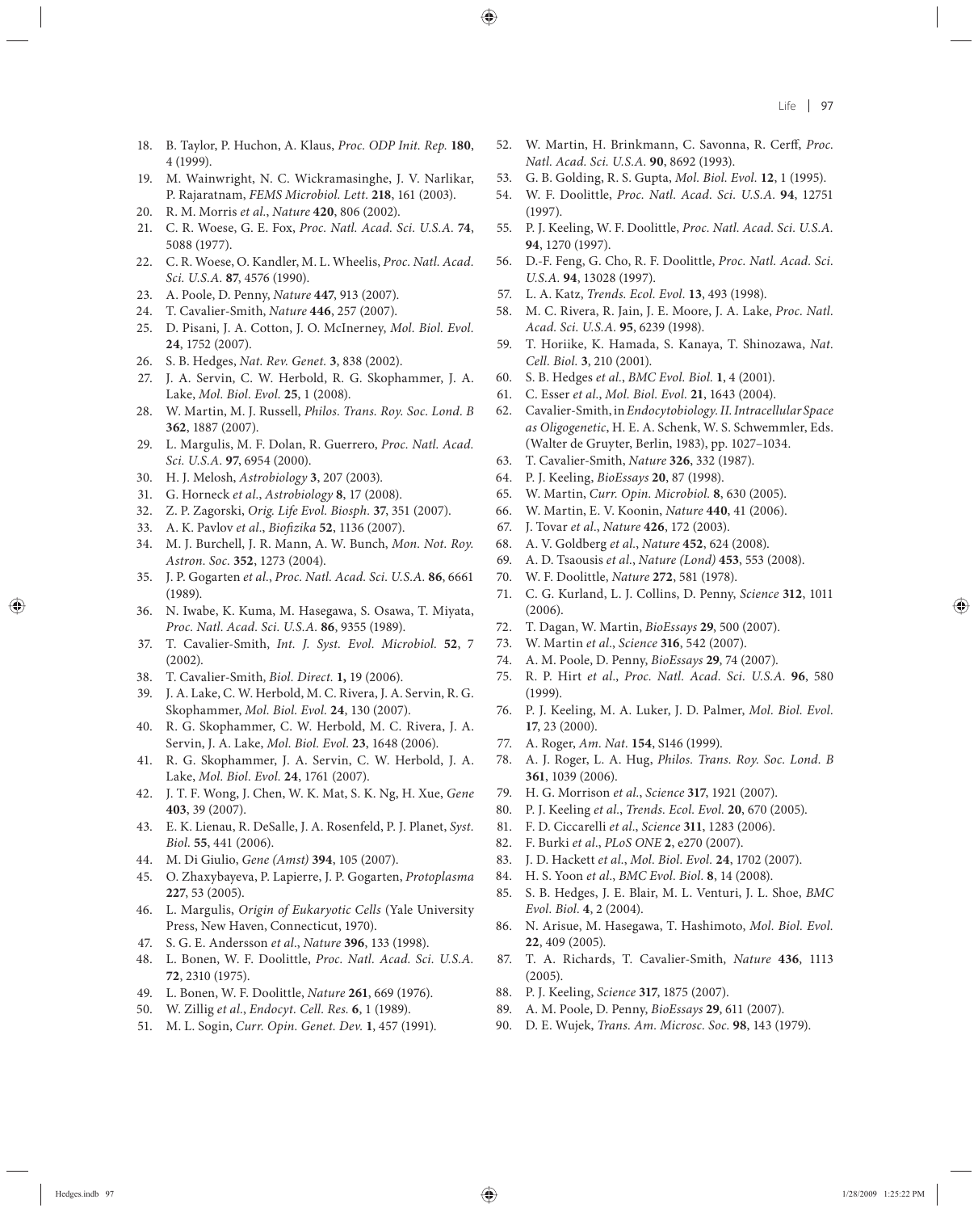18. B. Taylor, P. Huchon, A. Klaus, *Proc. ODP Init. Rep.* **180**, 4 (1999).
19. M. Wainwright, N. C. Wickramasinghe, J. V. Narlikar, P. Rajaratnam, *FEMS Microbiol. Lett.* **218**, 161 (2003).
20. R. M. Morris *et al.*, *Nature* **420**, 806 (2002).
21. C. R. Woese, G. E. Fox, *Proc. Natl. Acad. Sci. U.S.A.* **74**, 5088 (1977).
22. C. R. Woese, O. Kandler, M. L. Wheelis, *Proc. Natl. Acad. Sci. U.S.A.* **87**, 4576 (1990).
23. A. Poole, D. Penny, *Nature* **447**, 913 (2007).
24. T. Cavalier-Smith, *Nature* **446**, 257 (2007).
25. D. Pisani, J. A. Cotton, J. O. McInerney, *Mol. Biol. Evol.* **24**, 1752 (2007).
26. S. B. Hedges, *Nat. Rev. Genet.* **3**, 838 (2002).
27. J. A. Servin, C. W. Herbold, R. G. Skophammer, J. A. Lake, *Mol. Biol. Evol.* **25**, 1 (2008).
28. W. Martin, M. J. Russell, *Philos. Trans. Roy. Soc. Lond. B* **362**, 1887 (2007).
29. L. Margulis, M. F. Dolan, R. Guerrero, *Proc. Natl. Acad. Sci. U.S.A.* **97**, 6954 (2000).
30. H. J. Melosh, *Astrobiology* **3**, 207 (2003).
31. G. Horneck *et al.*, *Astrobiology* **8**, 17 (2008).
32. Z. P. Zagorski, *Orig. Life Evol. Biosph.* **37**, 351 (2007).
33. A. K. Pavlov *et al.*, *Biofizika* **52**, 1136 (2007).
34. M. J. Burchell, J. R. Mann, A. W. Bunch, *Mon. Not. Roy. Astron. Soc.* **352**, 1273 (2004).
35. J. P. Gogarten *et al.*, *Proc. Natl. Acad. Sci. U.S.A.* **86**, 6661 (1989).
36. N. Iwabe, K. Kuma, M. Hasegawa, S. Osawa, T. Miyata, *Proc. Natl. Acad. Sci. U.S.A.* **86**, 9355 (1989).
37. T. Cavalier-Smith, *Int. J. Syst. Evol. Microbiol.* **52**, 7 (2002).
38. T. Cavalier-Smith, *Biol. Direct.* **1,** 19 (2006).
39. J. A. Lake, C. W. Herbold, M. C. Rivera, J. A. Servin, R. G. Skophammer, *Mol. Biol. Evol.* **24**, 130 (2007).
40. R. G. Skophammer, C. W. Herbold, M. C. Rivera, J. A. Servin, J. A. Lake, *Mol. Biol. Evol.* **23**, 1648 (2006).
41. R. G. Skophammer, J. A. Servin, C. W. Herbold, J. A. Lake, *Mol. Biol. Evol.* **24**, 1761 (2007).
42. J. T. F. Wong, J. Chen, W. K. Mat, S. K. Ng, H. Xue, *Gene* **403**, 39 (2007).
43. E. K. Lienau, R. DeSalle, J. A. Rosenfeld, P. J. Planet, *Syst. Biol.* **55**, 441 (2006).
44. M. Di Giulio, *Gene (Amst)* **394**, 105 (2007).
45. O. Zhaxybayeva, P. Lapierre, J. P. Gogarten, *Protoplasma* **227**, 53 (2005).
46. L. Margulis, *Origin of Eukaryotic Cells* (Yale University Press, New Haven, Connecticut, 1970).
47. S. G. E. Andersson *et al.*, *Nature* **396**, 133 (1998).
48. L. Bonen, W. F. Doolittle, *Proc. Natl. Acad. Sci. U.S.A.* **72**, 2310 (1975).
49. L. Bonen, W. F. Doolittle, *Nature* **261**, 669 (1976).
50. W. Zillig *et al.*, *Endocyt. Cell. Res.* **6**, 1 (1989).
51. M. L. Sogin, *Curr. Opin. Genet. Dev.* **1**, 457 (1991).
52. W. Martin, H. Brinkmann, C. Savonna, R. Cerff, *Proc. Natl. Acad. Sci. U.S.A.* **90**, 8692 (1993).
53. G. B. Golding, R. S. Gupta, *Mol. Biol. Evol.* **12**, 1 (1995).
54. W. F. Doolittle, *Proc. Natl. Acad. Sci. U.S.A.* **94**, 12751 (1997).
55. P. J. Keeling, W. F. Doolittle, *Proc. Natl. Acad. Sci. U.S.A.* **94**, 1270 (1997).
56. D.-F. Feng, G. Cho, R. F. Doolittle, *Proc. Natl. Acad. Sci. U.S.A.* **94**, 13028 (1997).
57. L. A. Katz, *Trends. Ecol. Evol.* **13**, 493 (1998).
58. M. C. Rivera, R. Jain, J. E. Moore, J. A. Lake, *Proc. Natl. Acad. Sci. U.S.A.* **95**, 6239 (1998).
59. T. Horiike, K. Hamada, S. Kanaya, T. Shinozawa, *Nat. Cell. Biol.* **3**, 210 (2001).
60. S. B. Hedges *et al.*, *BMC Evol. Biol.* **1**, 4 (2001).
61. C. Esser *et al.*, *Mol. Biol. Evol.* **21**, 1643 (2004).
62. Cavalier-Smith, in *Endocytobiology. II. Intracellular Space as Oligogenetic*, H. E. A. Schenk, W. S. Schwemmler, Eds. (Walter de Gruyter, Berlin, 1983), pp. 1027–1034.
63. T. Cavalier-Smith, *Nature* **326**, 332 (1987).
64. P. J. Keeling, *BioEssays* **20**, 87 (1998).
65. W. Martin, *Curr. Opin. Microbiol.* **8**, 630 (2005).
66. W. Martin, E. V. Koonin, *Nature* **440**, 41 (2006).
67. J. Tovar *et al.*, *Nature* **426**, 172 (2003).
68. A. V. Goldberg *et al.*, *Nature* **452**, 624 (2008).
69. A. D. Tsaousis *et al.*, *Nature (Lond)* **453**, 553 (2008).
70. W. F. Doolittle, *Nature* **272**, 581 (1978).
71. C. G. Kurland, L. J. Collins, D. Penny, *Science* **312**, 1011 (2006).
72. T. Dagan, W. Martin, *BioEssays* **29**, 500 (2007).
73. W. Martin *et al.*, *Science* **316**, 542 (2007).
74. A. M. Poole, D. Penny, *BioEssays* **29**, 74 (2007).
75. R. P. Hirt *et al.*, *Proc. Natl. Acad. Sci. U.S.A.* **96**, 580 (1999).
76. P. J. Keeling, M. A. Luker, J. D. Palmer, *Mol. Biol. Evol.* **17**, 23 (2000).
77. A. Roger, *Am. Nat.* **154**, S146 (1999).
78. A. J. Roger, L. A. Hug, *Philos. Trans. Roy. Soc. Lond. B* **361**, 1039 (2006).
79. H. G. Morrison *et al.*, *Science* **317**, 1921 (2007).
80. P. J. Keeling *et al.*, *Trends. Ecol. Evol.* **20**, 670 (2005).
81. F. D. Ciccarelli *et al.*, *Science* **311**, 1283 (2006).
82. F. Burki *et al.*, *PLoS ONE* **2**, e270 (2007).
83. J. D. Hackett *et al.*, *Mol. Biol. Evol.* **24**, 1702 (2007).
84. H. S. Yoon *et al.*, *BMC Evol. Biol.* **8**, 14 (2008).
85. S. B. Hedges, J. E. Blair, M. L. Venturi, J. L. Shoe, *BMC Evol. Biol.* **4**, 2 (2004).
86. N. Arisue, M. Hasegawa, T. Hashimoto, *Mol. Biol. Evol.* **22**, 409 (2005).
87. T. A. Richards, T. Cavalier-Smith, *Nature* **436**, 1113 (2005).
88. P. J. Keeling, *Science* **317**, 1875 (2007).
89. A. M. Poole, D. Penny, *BioEssays* **29**, 611 (2007).
90. D. E. Wujek, *Trans. Am. Microsc. Soc.* **98**, 143 (1979).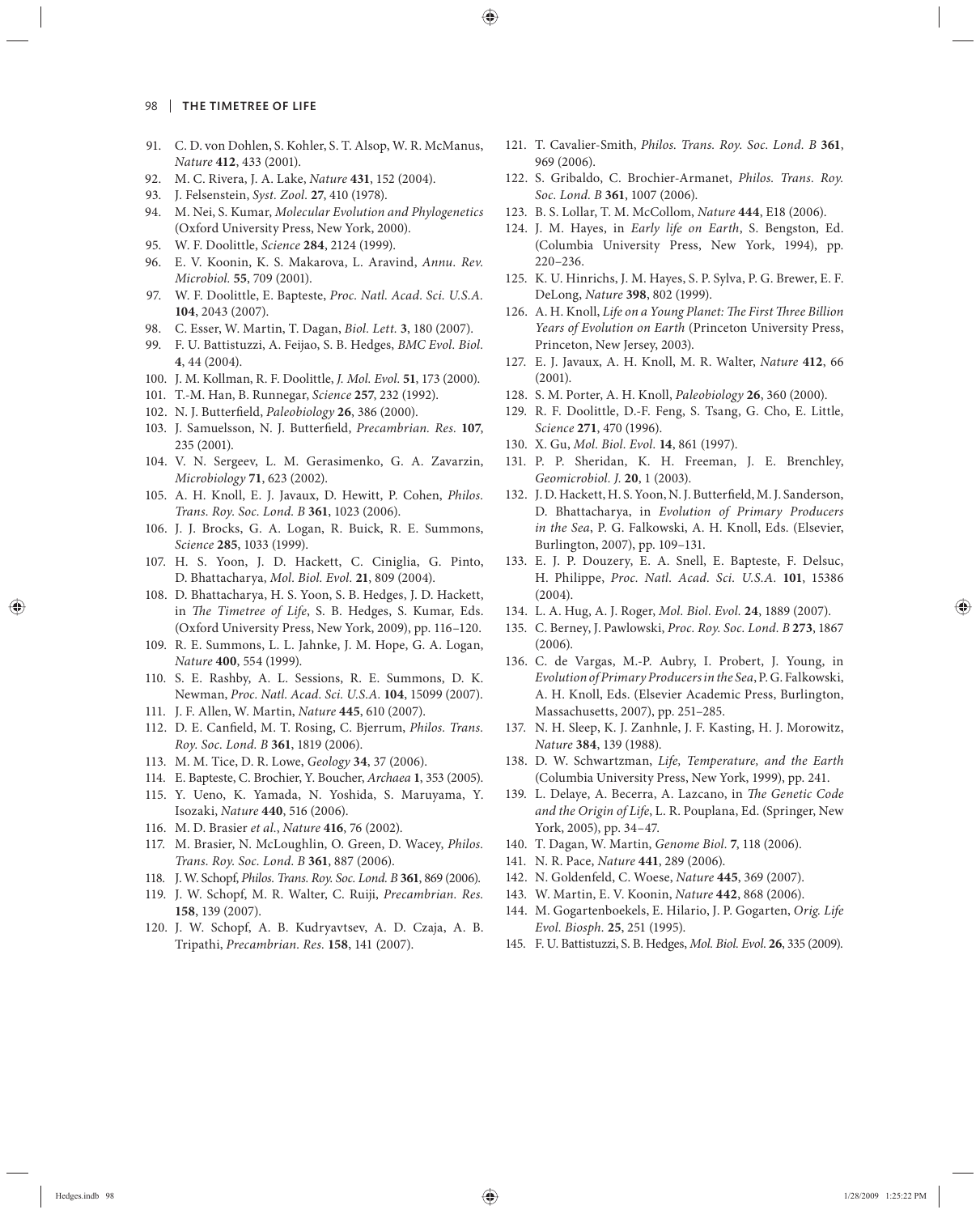91. C. D. von Dohlen, S. Kohler, S. T. Alsop, W. R. McManus, *Nature* **412**, 433 (2001).
92. M. C. Rivera, J. A. Lake, *Nature* **431**, 152 (2004).
93. J. Felsenstein, *Syst. Zool.* **27**, 410 (1978).
94. M. Nei, S. Kumar, *Molecular Evolution and Phylogenetics* (Oxford University Press, New York, 2000).
95. W. F. Doolittle, *Science* **284**, 2124 (1999).
96. E. V. Koonin, K. S. Makarova, L. Aravind, *Annu. Rev. Microbiol.* **55**, 709 (2001).
97. W. F. Doolittle, E. Bapteste, *Proc. Natl. Acad. Sci. U.S.A.* **104**, 2043 (2007).
98. C. Esser, W. Martin, T. Dagan, *Biol. Lett.* **3**, 180 (2007).
99. F. U. Battistuzzi, A. Feijao, S. B. Hedges, *BMC Evol. Biol.* **4**, 44 (2004).
100. J. M. Kollman, R. F. Doolittle, *J. Mol. Evol.* **51**, 173 (2000).
101. T.-M. Han, B. Runnegar, *Science* **257**, 232 (1992).
102. N. J. Butterfield, *Paleobiology* **26**, 386 (2000).
103. J. Samuelsson, N. J. Butterfield, *Precambrian. Res.* **107**, 235 (2001).
104. V. N. Sergeev, L. M. Gerasimenko, G. A. Zavarzin, *Microbiology* **71**, 623 (2002).
105. A. H. Knoll, E. J. Javaux, D. Hewitt, P. Cohen, *Philos. Trans. Roy. Soc. Lond. B* **361**, 1023 (2006).
106. J. J. Brocks, G. A. Logan, R. Buick, R. E. Summons, *Science* **285**, 1033 (1999).
107. H. S. Yoon, J. D. Hackett, C. Ciniglia, G. Pinto, D. Bhattacharya, *Mol. Biol. Evol.* **21**, 809 (2004).
108. D. Bhattacharya, H. S. Yoon, S. B. Hedges, J. D. Hackett, in *The Timetree of Life*, S. B. Hedges, S. Kumar, Eds. (Oxford University Press, New York, 2009), pp. 116–120.
109. R. E. Summons, L. L. Jahnke, J. M. Hope, G. A. Logan, *Nature* **400**, 554 (1999).
110. S. E. Rashby, A. L. Sessions, R. E. Summons, D. K. Newman, *Proc. Natl. Acad. Sci. U.S.A.* **104**, 15099 (2007).
111. J. F. Allen, W. Martin, *Nature* **445**, 610 (2007).
112. D. E. Canfield, M. T. Rosing, C. Bjerrum, *Philos. Trans. Roy. Soc. Lond. B* **361**, 1819 (2006).
113. M. M. Tice, D. R. Lowe, *Geology* **34**, 37 (2006).
114. E. Bapteste, C. Brochier, Y. Boucher, *Archaea* **1**, 353 (2005).
115. Y. Ueno, K. Yamada, N. Yoshida, S. Maruyama, Y. Isozaki, *Nature* **440**, 516 (2006).
116. M. D. Brasier *et al.*, *Nature* **416**, 76 (2002).
117. M. Brasier, N. McLoughlin, O. Green, D. Wacey, *Philos. Trans. Roy. Soc. Lond. B* **361**, 887 (2006).
118. J. W. Schopf, *Philos. Trans. Roy. Soc. Lond. B* **361**, 869 (2006).
119. J. W. Schopf, M. R. Walter, C. Ruiji, *Precambrian. Res.* **158**, 139 (2007).
120. J. W. Schopf, A. B. Kudryavtsev, A. D. Czaja, A. B. Tripathi, *Precambrian. Res.* **158**, 141 (2007).
121. T. Cavalier-Smith, *Philos. Trans. Roy. Soc. Lond. B* **361**, 969 (2006).
122. S. Gribaldo, C. Brochier-Armanet, *Philos. Trans. Roy. Soc. Lond. B* **361** 1007 (2006).
123. B. S. Lollar, T. M. McCollom, *Nature* **444**, E18 (2006).
124. J. M. Hayes, in *Early life on Earth*, S. Bengston, Ed. (Columbia University Press, New York, 1994), pp. 220–236.
125. K. U. Hinrichs, J. M. Hayes, S. P. Sylva, P. G. Brewer, E. F. DeLong, *Nature* **398**, 802 (1999).
126. A. H. Knoll, *Life on a Young Planet: The First Three Billion Years of Evolution on Earth* (Princeton University Press, Princeton, New Jersey, 2003).
127. E. J. Javaux, A. H. Knoll, M. R. Walter, *Nature* **412**, 66 (2001).
128. S. M. Porter, A. H. Knoll, *Paleobiology* **26**, 360 (2000).
129. R. F. Doolittle, D.-F. Feng, S. Tsang, G. Cho, E. Little, *Science* **271**, 470 (1996).
130. X. Gu, *Mol. Biol. Evol.* **14**, 861 (1997).
131. P. P. Sheridan, K. H. Freeman, J. E. Brenchley, *Geomicrobiol. J.* **20**, 1 (2003).
132. J. D. Hackett, H. S. Yoon, N. J. Butterfield, M. J. Sanderson, D. Bhattacharya, in *Evolution of Primary Producers in the Sea*, P. G. Falkowski, A. H. Knoll, Eds. (Elsevier, Burlington, 2007), pp. 109–131.
133. E. J. P. Douzery, E. A. Snell, E. Bapteste, F. Delsuc, H. Philippe, *Proc. Natl. Acad. Sci. U.S.A.* **101**, 15386 (2004).
134. L. A. Hug, A. J. Roger, *Mol. Biol. Evol.* **24**, 1889 (2007).
135. C. Berney, J. Pawlowski, *Proc. Roy. Soc. Lond. B* **273**, 1867 (2006).
136. C. de Vargas, M.-P. Aubry, I. Probert, J. Young, in *Evolution of Primary Producers in the Sea*, P. G. Falkowski, A. H. Knoll, Eds. (Elsevier Academic Press, Burlington, Massachusetts, 2007), pp. 251–285.
137. N. H. Sleep, K. J. Zanhnle, J. F. Kasting, H. J. Morowitz, *Nature* **384**, 139 (1988).
138. D. W. Schwartzman, *Life, Temperature, and the Earth* (Columbia University Press, New York, 1999), pp. 241.
139. L. Delaye, A. Becerra, A. Lazcano, in *The Genetic Code and the Origin of Life*, L. R. Pouplana, Ed. (Springer, New York, 2005), pp. 34–47.
140. T. Dagan, W. Martin, *Genome Biol.* **7**, 118 (2006).
141. N. R. Pace, *Nature* **441**, 289 (2006).
142. N. Goldenfeld, C. Woese, *Nature* **445**, 369 (2007).
143. W. Martin, E. V. Koonin, *Nature* **442**, 868 (2006).
144. M. Gogartenboekels, E. Hilario, J. P. Gogarten, *Orig. Life Evol. Biosph.* **25**, 251 (1995).
145. F. U. Battistuzzi, S. B. Hedges, *Mol. Biol. Evol.* **26**, 335 (2009).